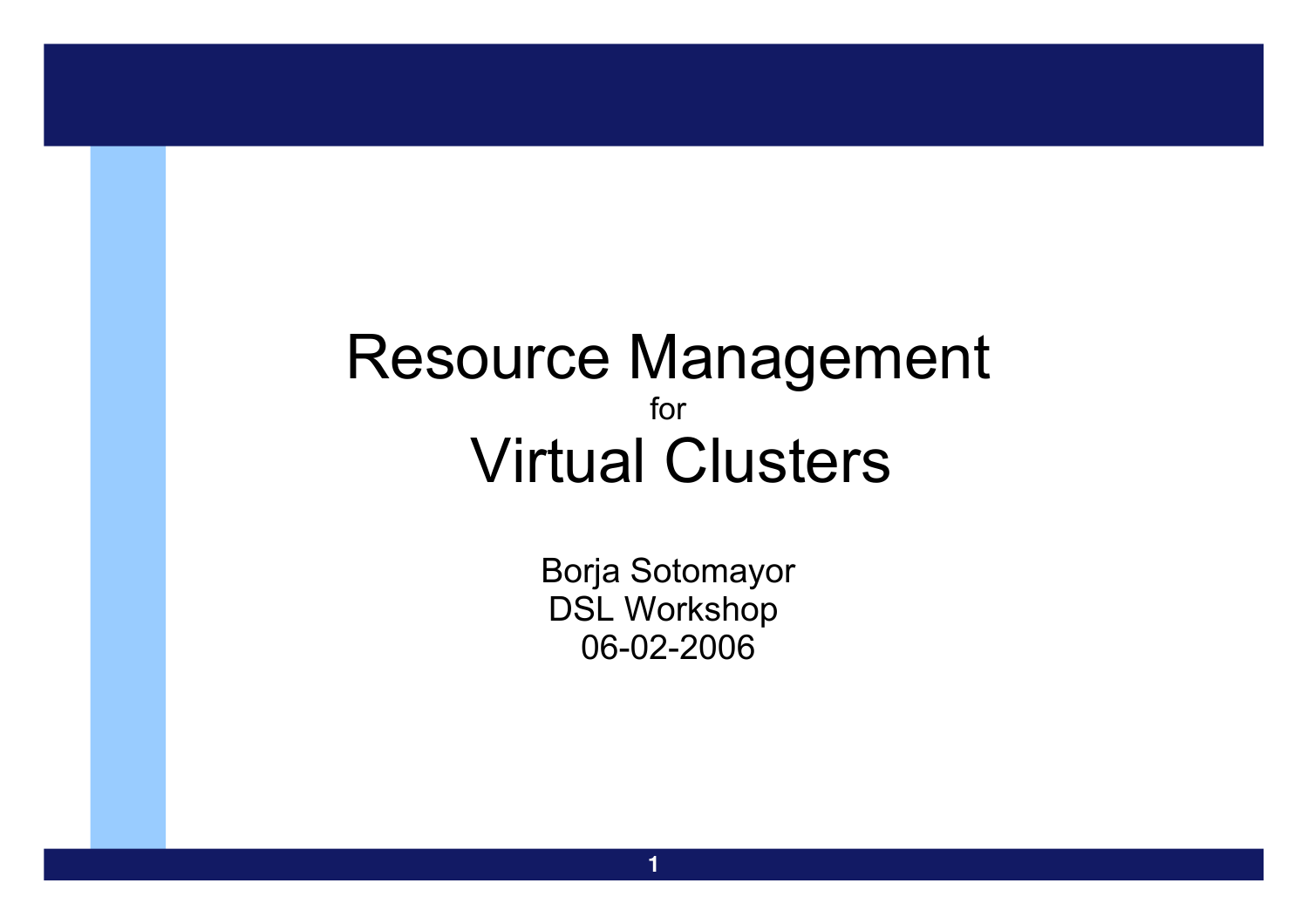# Resource Management

for

# Virtual Clusters

Borja Sotomayor

DSL Workshop

06-02-2006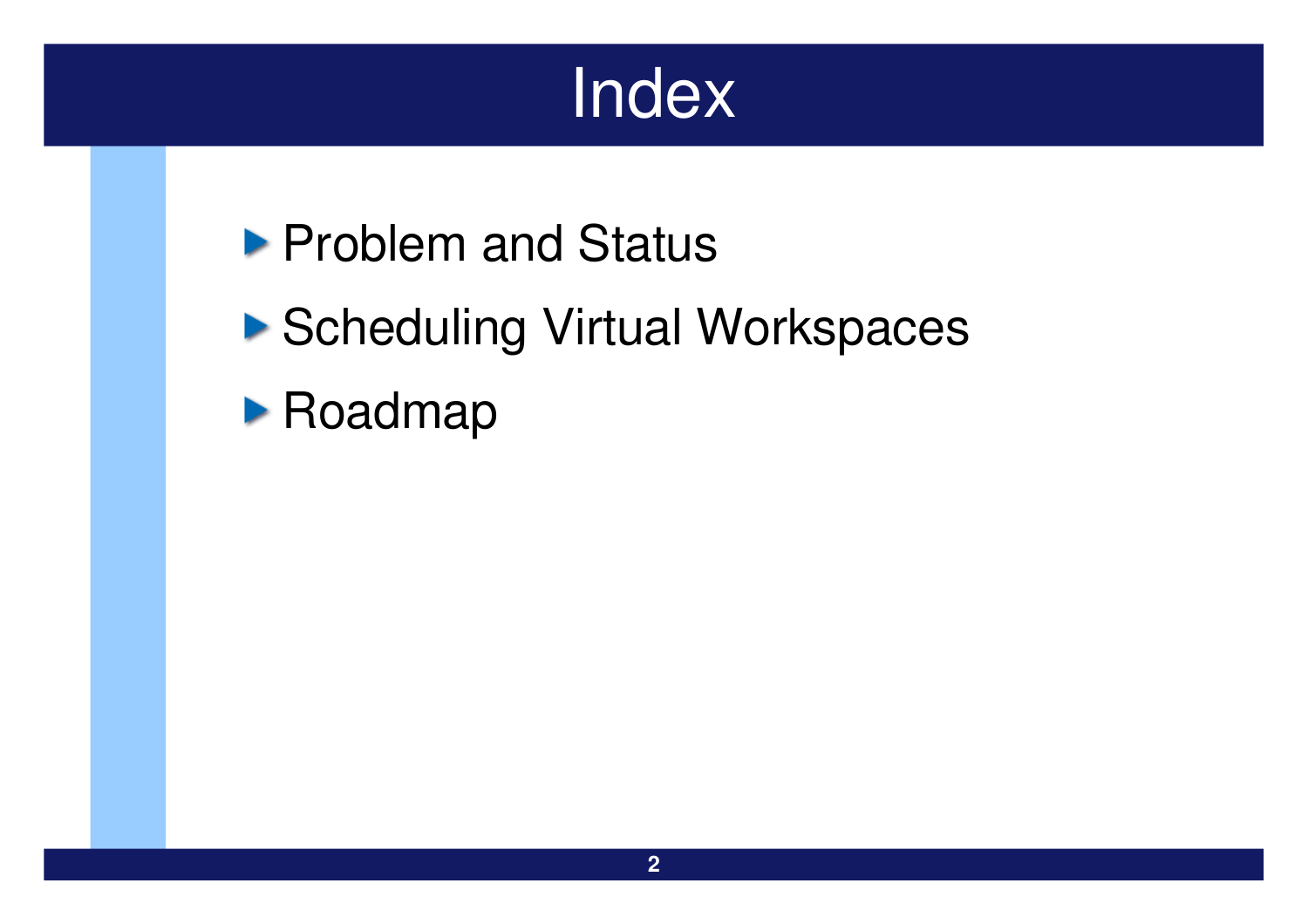# Index

- Problem and Status
- Scheduling Virtual Workspaces
- Roadmap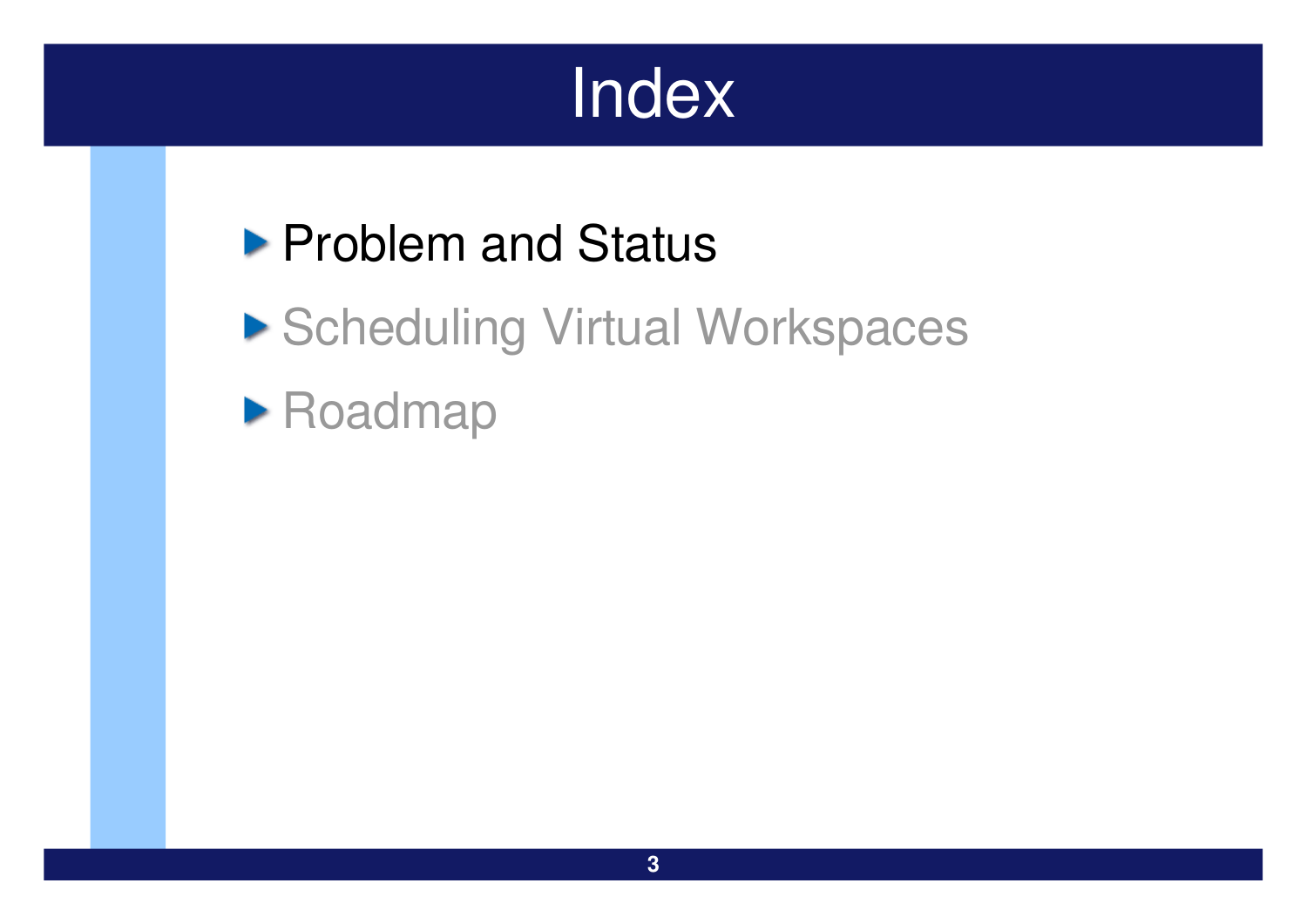# Index

- Problem and Status
- Scheduling Virtual Workspaces
- Roadmap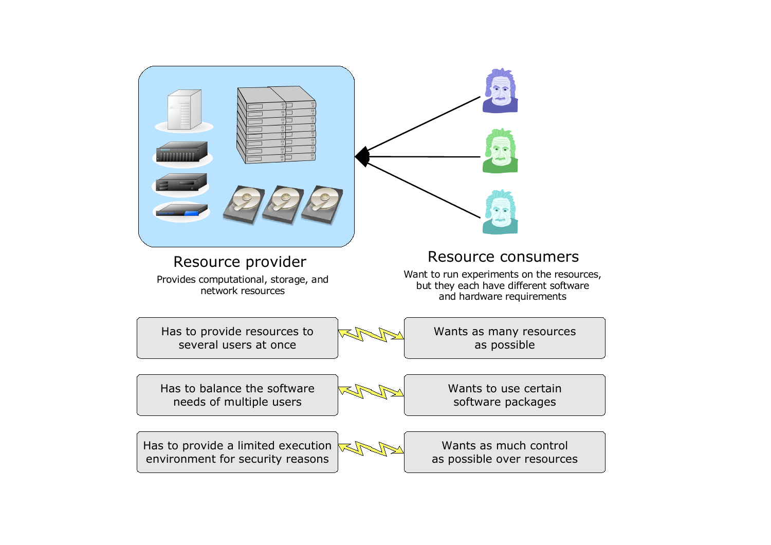Resource provider

Provides computational, storage, and network resources

Resource consumers

Want to run experiments on the resources, but they each have different software and hardware requirements

| Resource provider | Resource consumers |
|---|---|
| Has to provide resources to several users at once | Wants as many resources as possible |
| Has to balance the software needs of multiple users | Wants to use certain software packages |
| Has to provide a limited execution environment for security reasons | Wants as much control as possible over resources |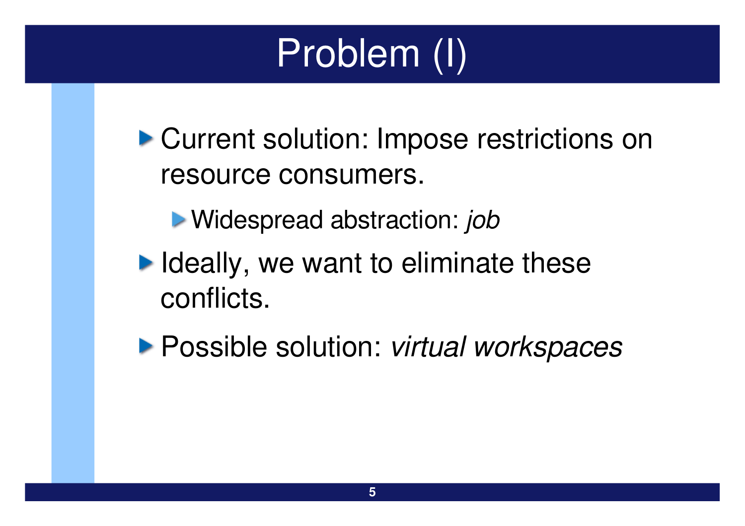# Problem (I)

- Current solution: Impose restrictions on resource consumers.
  - Widespread abstraction: *job*
- Ideally, we want to eliminate these conflicts.
- Possible solution: *virtual workspaces*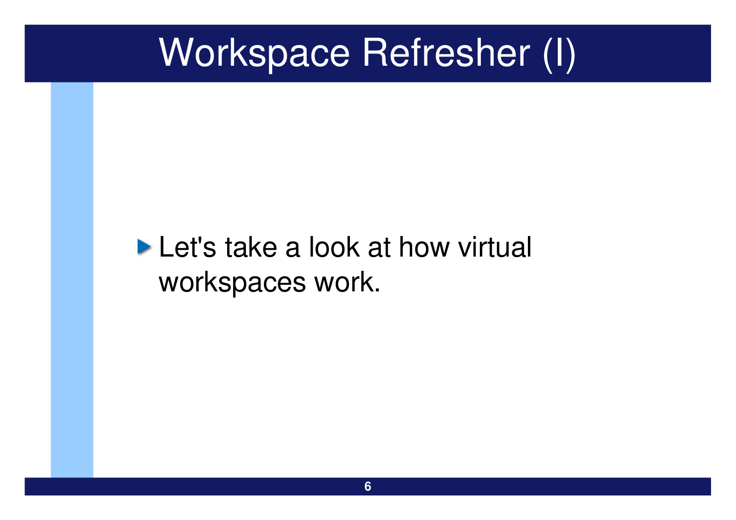# Workspace Refresher (I)

- Let's take a look at how virtual workspaces work.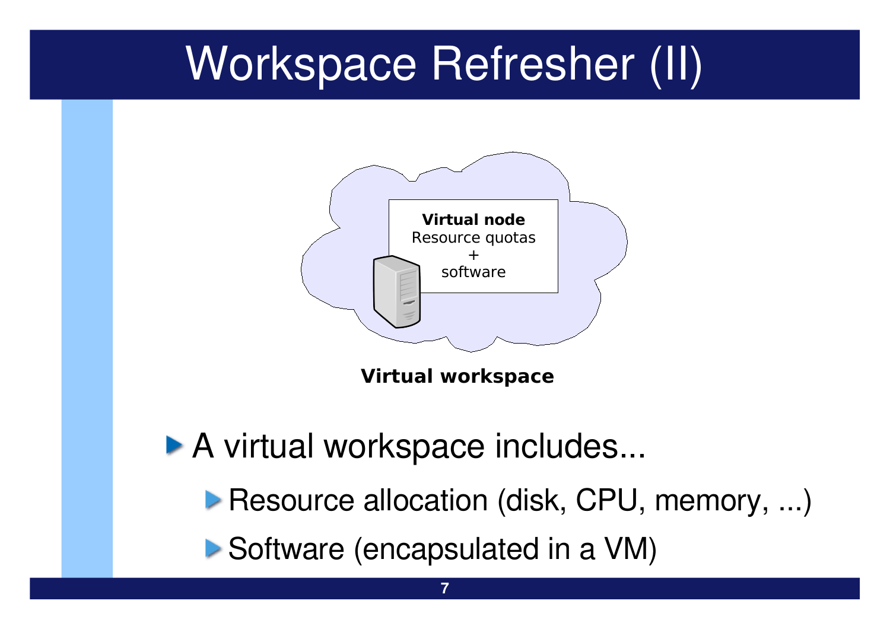# Workspace Refresher (II)

**Virtual node**
Resource quotas
+
software

**Virtual workspace**

- A virtual workspace includes...
  - Resource allocation (disk, CPU, memory, ...)
  - Software (encapsulated in a VM)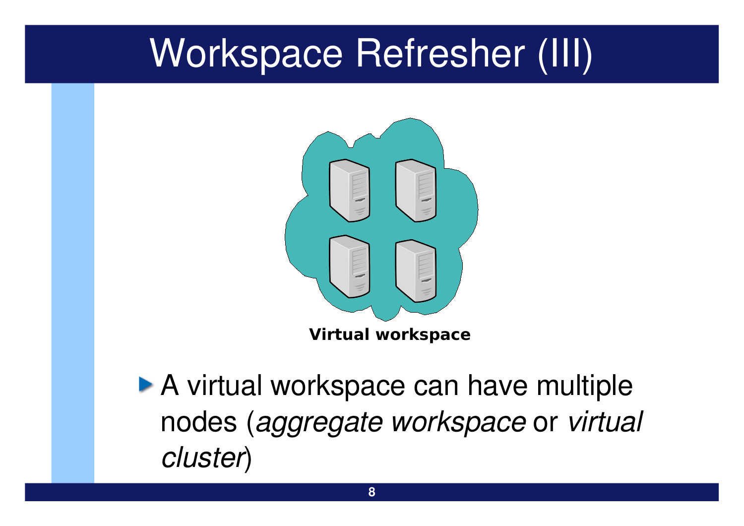# Workspace Refresher (III)

**Virtual workspace**

- A virtual workspace can have multiple nodes (*aggregate workspace* or *virtual cluster*)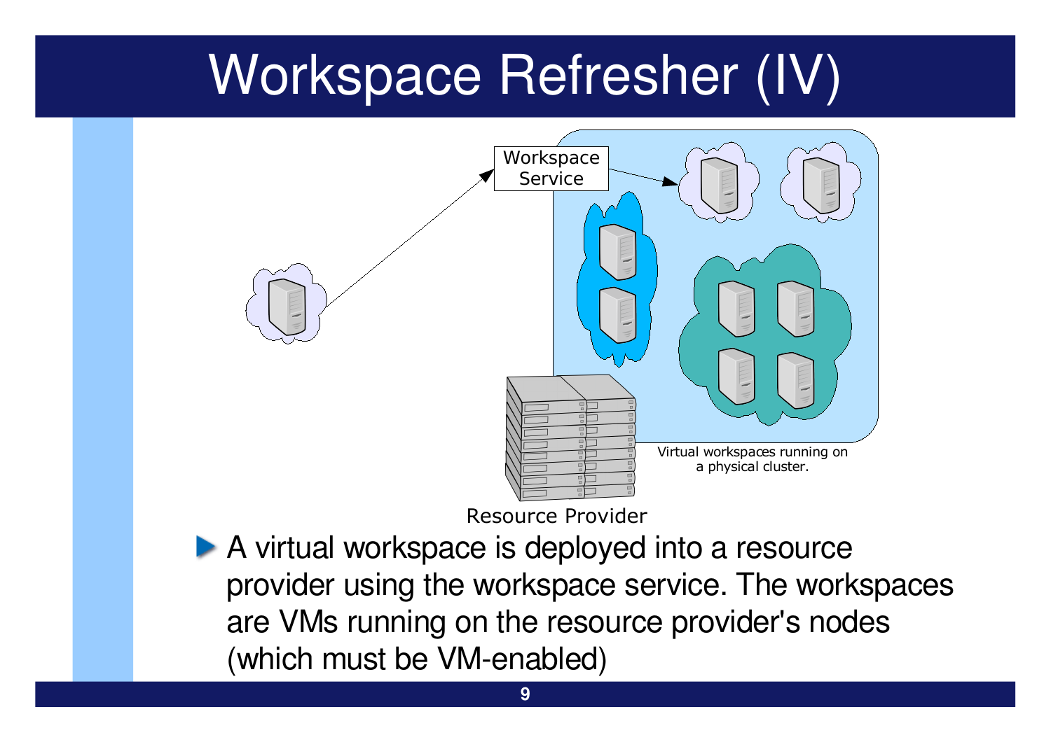# Workspace Refresher (IV)

Workspace Service

Virtual workspaces running on a physical cluster.

Resource Provider

- A virtual workspace is deployed into a resource provider using the workspace service. The workspaces are VMs running on the resource provider's nodes (which must be VM-enabled)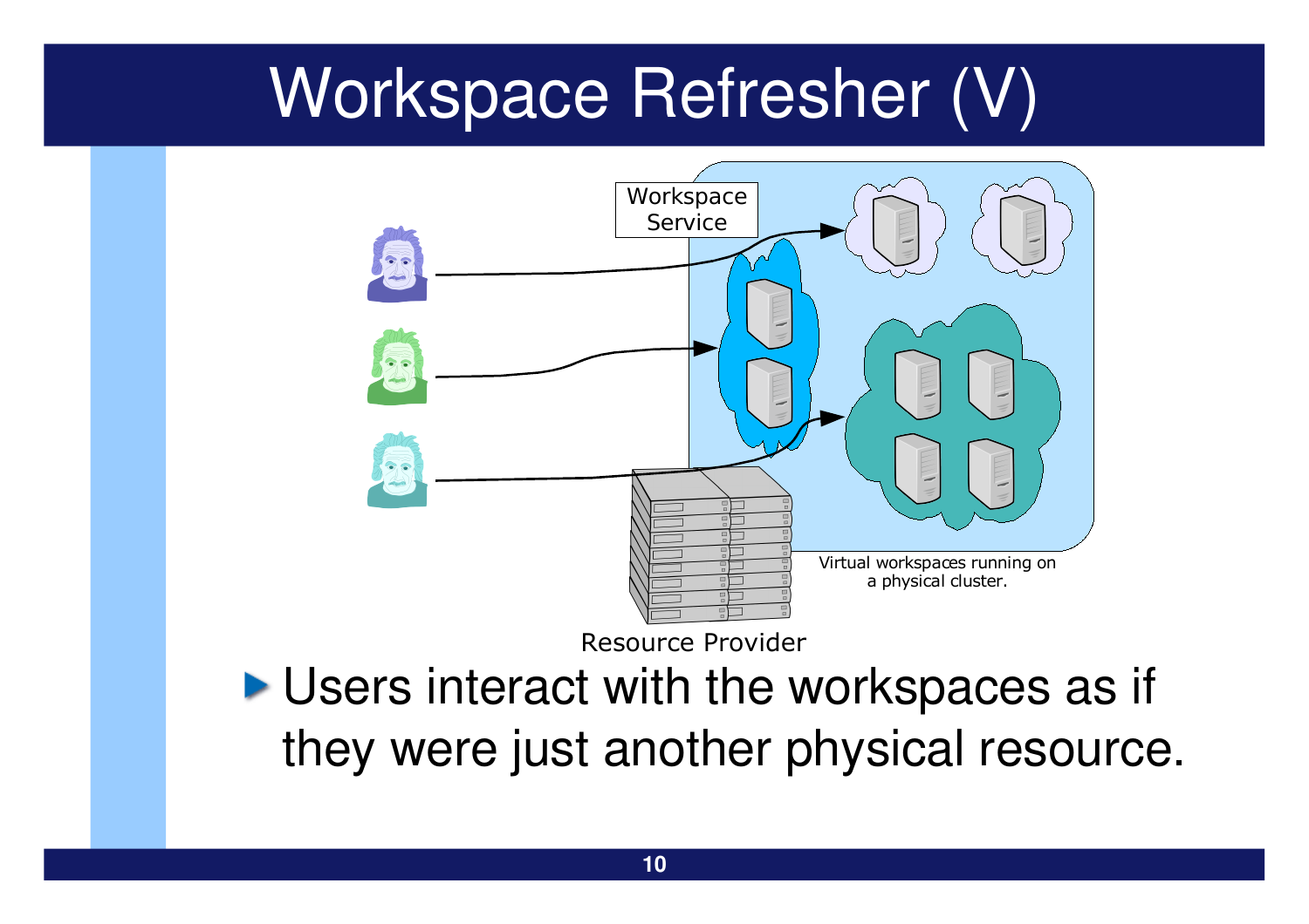# Workspace Refresher (V)

Workspace Service

Virtual workspaces running on a physical cluster.

Resource Provider

- Users interact with the workspaces as if they were just another physical resource.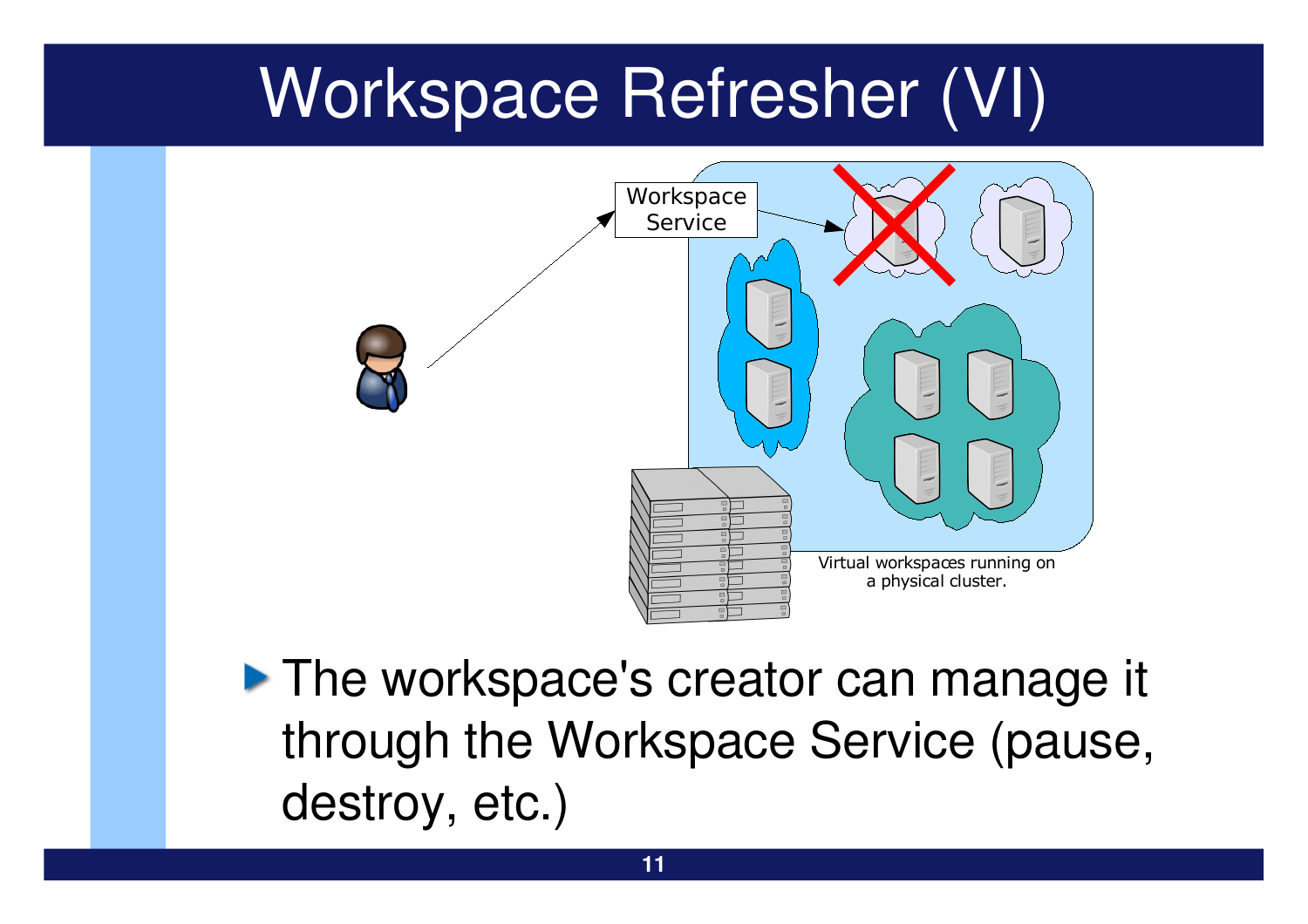# Workspace Refresher (VI)

Workspace Service

Virtual workspaces running on a physical cluster.

- The workspace's creator can manage it through the Workspace Service (pause, destroy, etc.)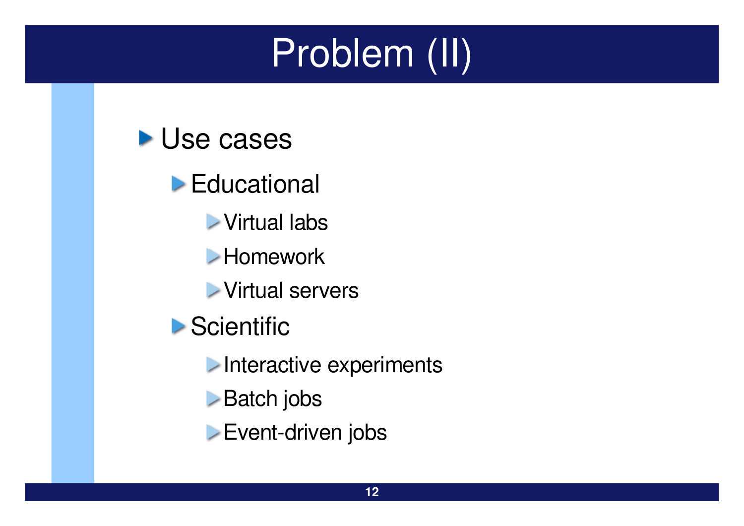# Problem (II)

- Use cases
  - Educational
    - Virtual labs
    - Homework
    - Virtual servers
  - Scientific
    - Interactive experiments
    - Batch jobs
    - Event-driven jobs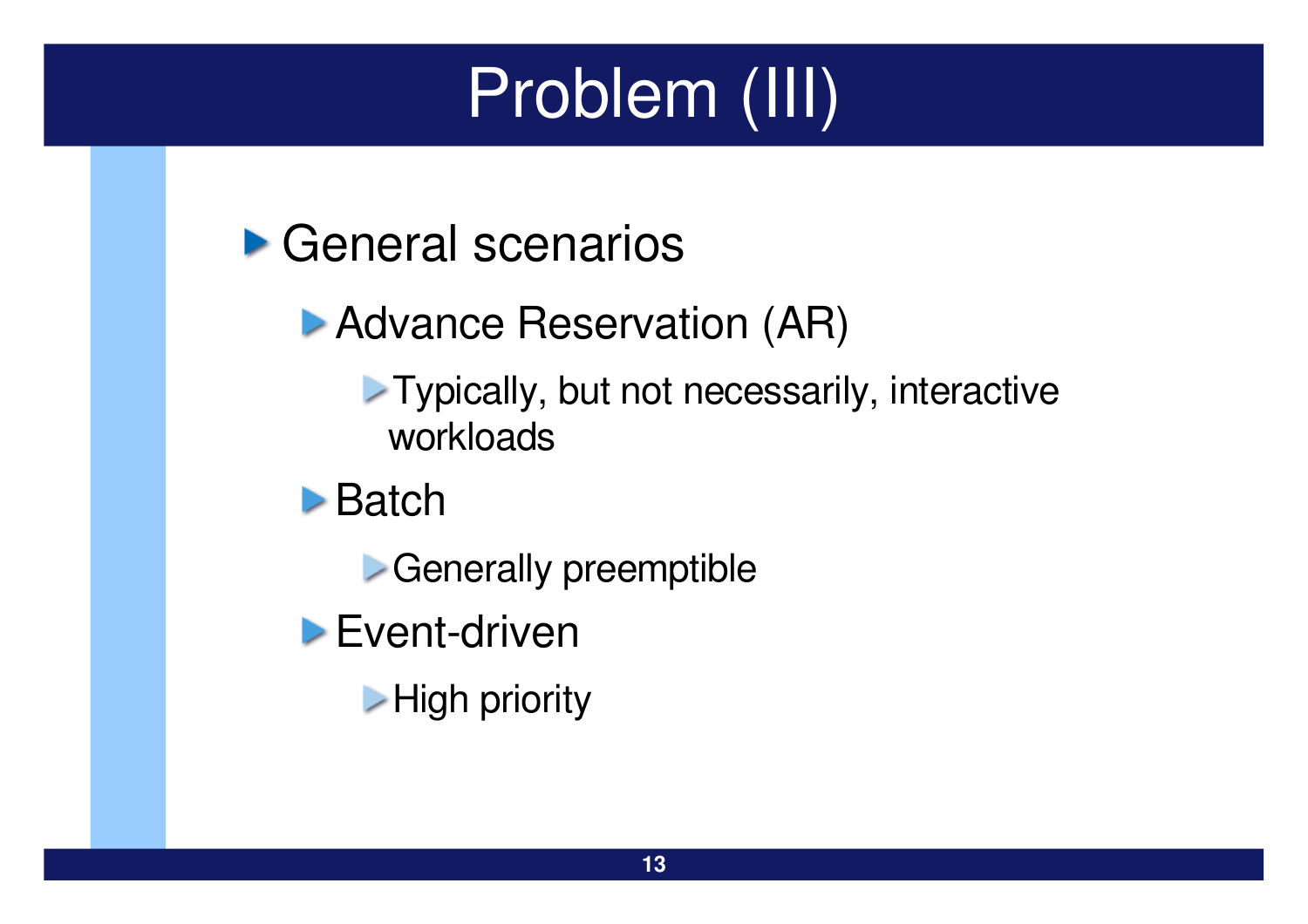# Problem (III)

- General scenarios
  - Advance Reservation (AR)
    - Typically, but not necessarily, interactive workloads
  - Batch
    - Generally preemptible
  - Event-driven
    - High priority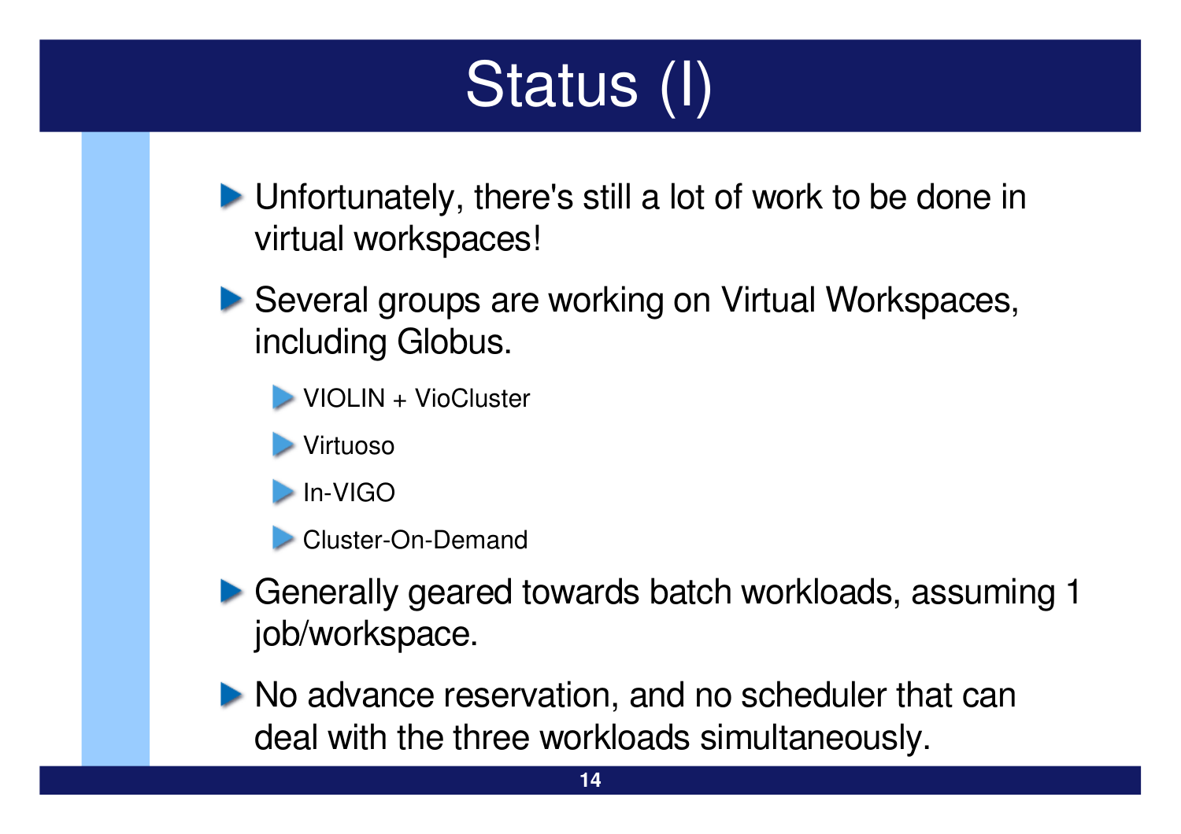# Status (I)

- Unfortunately, there's still a lot of work to be done in virtual workspaces!
- Several groups are working on Virtual Workspaces, including Globus.
  - VIOLIN + VioCluster
  - Virtuoso
  - In-VIGO
  - Cluster-On-Demand
- Generally geared towards batch workloads, assuming 1 job/workspace.
- No advance reservation, and no scheduler that can deal with the three workloads simultaneously.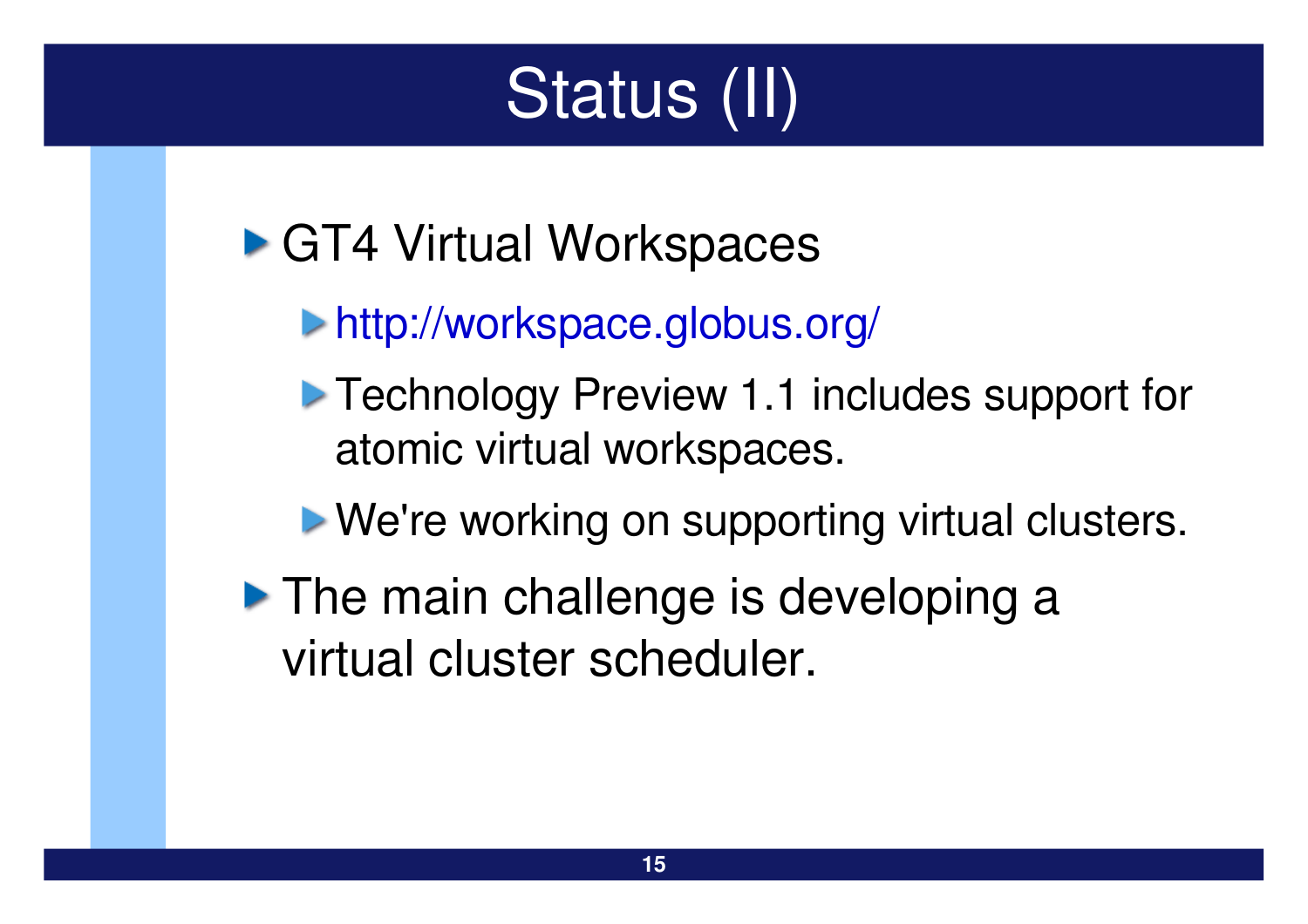# Status (II)

- GT4 Virtual Workspaces
  - http://workspace.globus.org/
  - Technology Preview 1.1 includes support for atomic virtual workspaces.
  - We're working on supporting virtual clusters.
- The main challenge is developing a virtual cluster scheduler.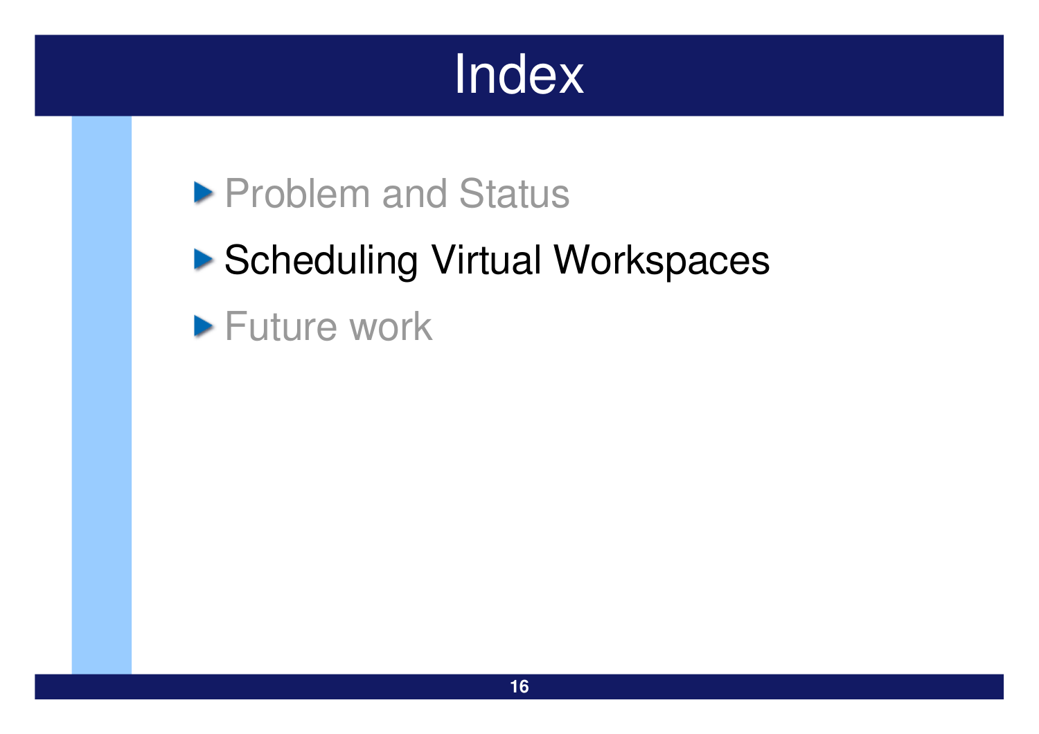# Index

- Problem and Status
- Scheduling Virtual Workspaces
- Future work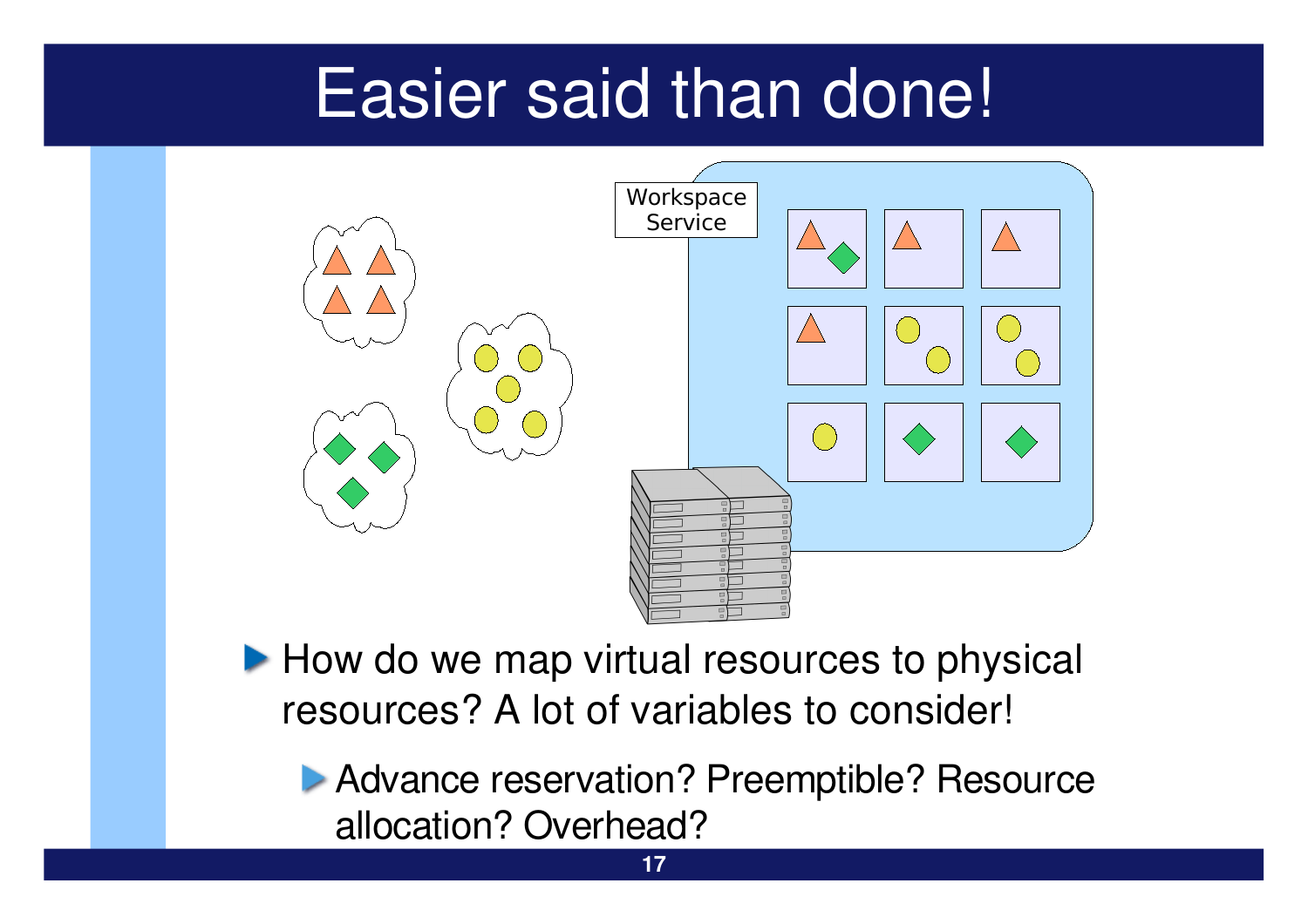# Easier said than done!

Workspace Service

- How do we map virtual resources to physical resources? A lot of variables to consider!
  - Advance reservation? Preemptible? Resource allocation? Overhead?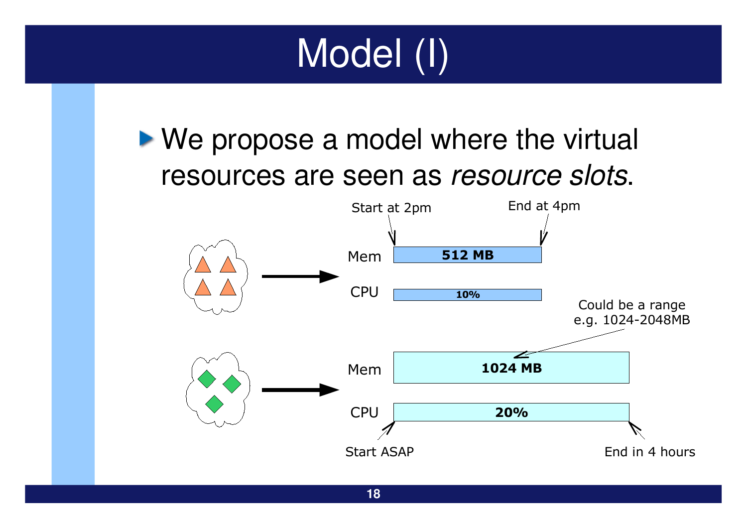# Model (I)

- We propose a model where the virtual resources are seen as *resource slots*.

Start at 2pm

End at 4pm

Mem **512 MB**

CPU **10%**

Could be a range e.g. 1024-2048MB

Mem **1024 MB**

CPU **20%**

Start ASAP

End in 4 hours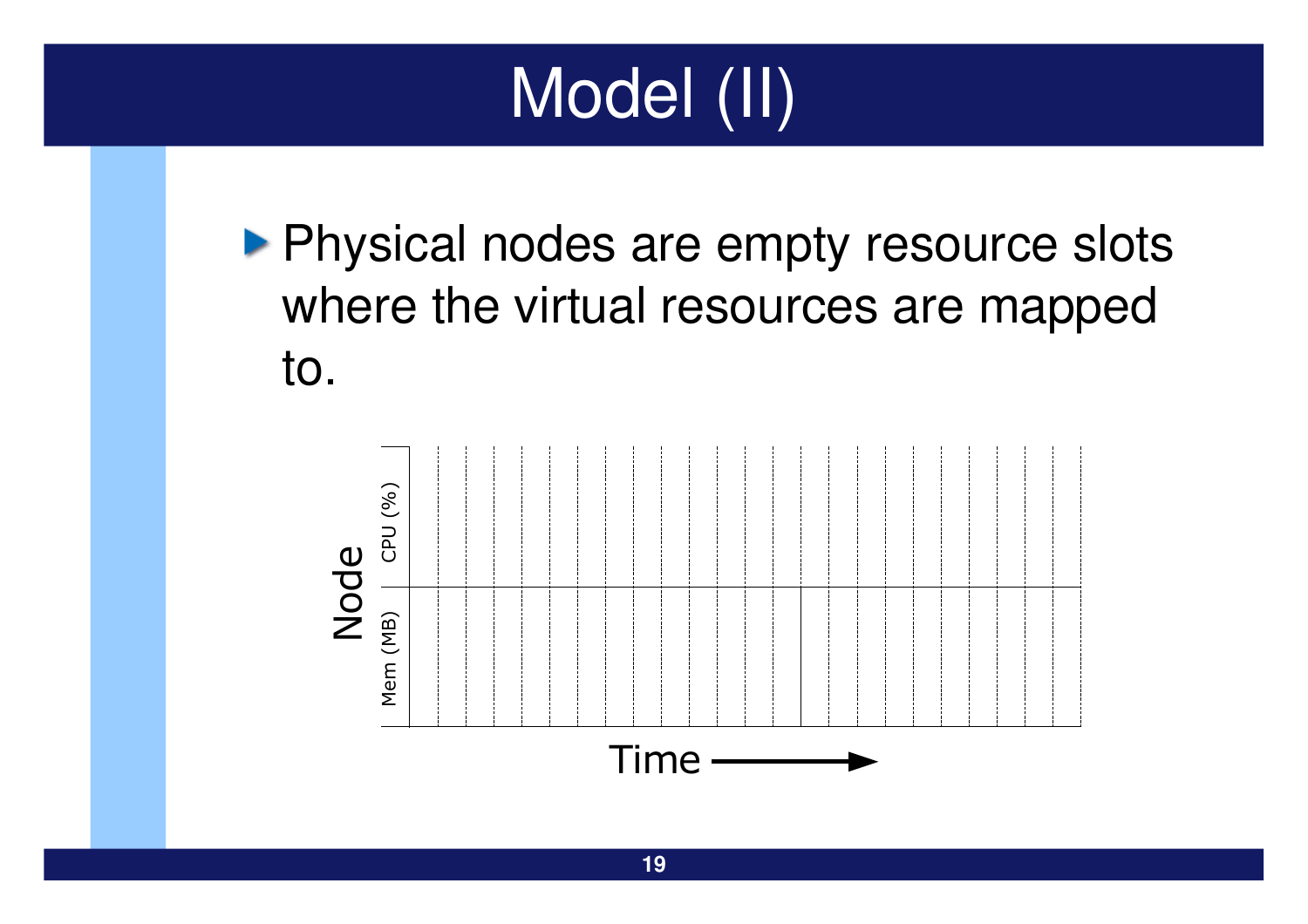# Model (II)

- Physical nodes are empty resource slots where the virtual resources are mapped to.

Node

CPU (%)

Mem (MB)

Time →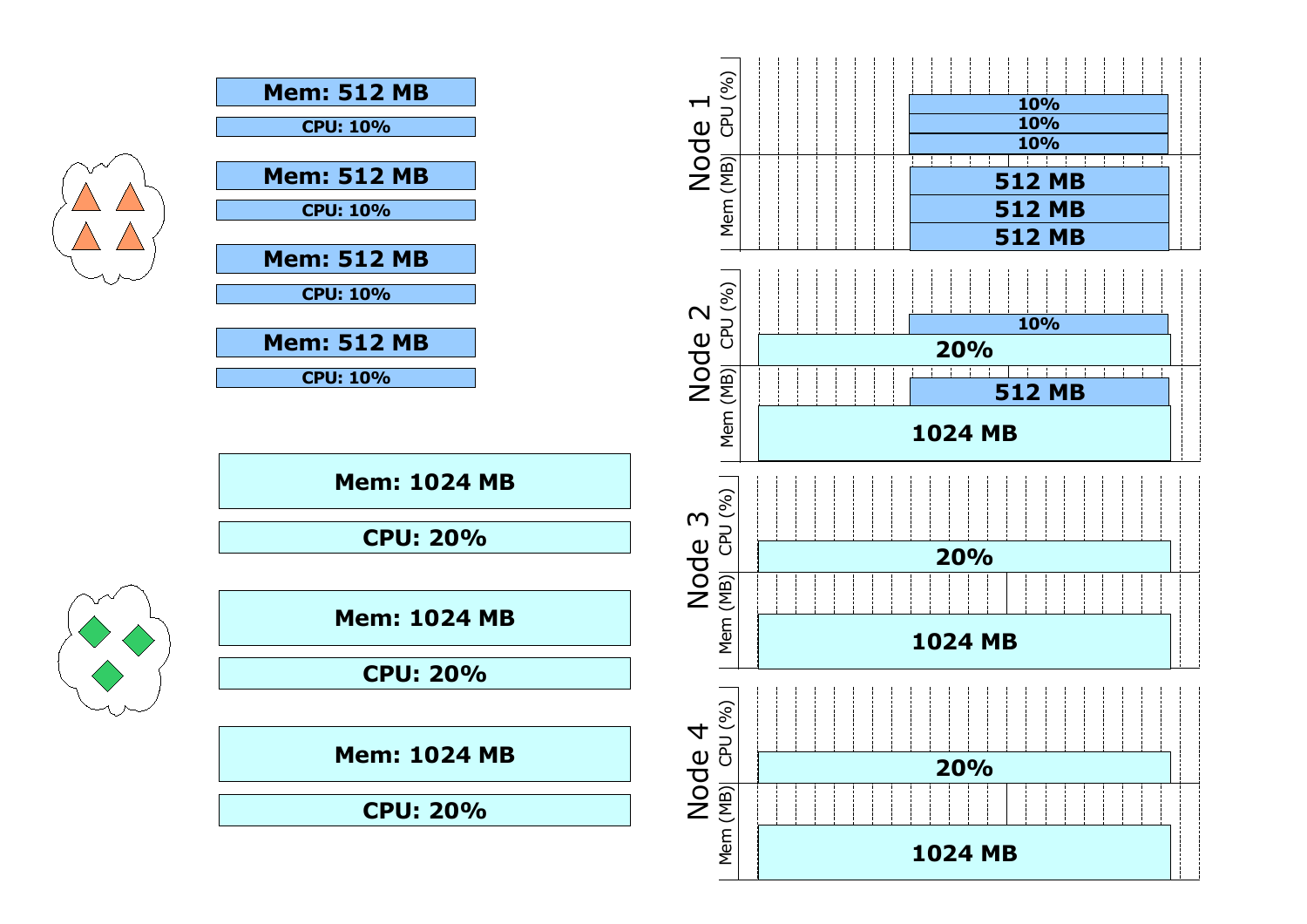Mem: 512 MB

CPU: 10%

Mem: 512 MB

CPU: 10%

Mem: 512 MB

CPU: 10%

Mem: 512 MB

CPU: 10%

Mem: 1024 MB

CPU: 20%

Mem: 1024 MB

CPU: 20%

Mem: 1024 MB

CPU: 20%

Node 1

CPU (%): 10%, 10%, 10%

Mem (MB): 512 MB, 512 MB, 512 MB

Node 2

CPU (%): 10%, 20%

Mem (MB): 512 MB, 1024 MB

Node 3

CPU (%): 20%

Mem (MB): 1024 MB

Node 4

CPU (%): 20%

Mem (MB): 1024 MB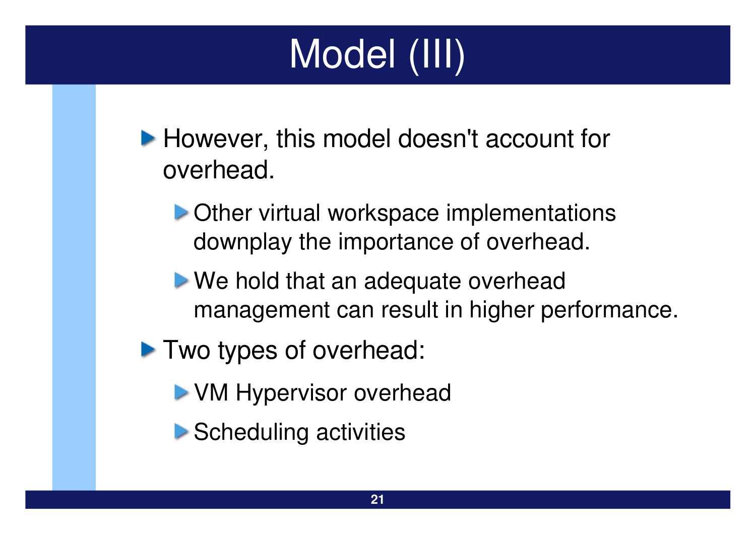# Model (III)

- However, this model doesn't account for overhead.
  - Other virtual workspace implementations downplay the importance of overhead.
  - We hold that an adequate overhead management can result in higher performance.
- Two types of overhead:
  - VM Hypervisor overhead
  - Scheduling activities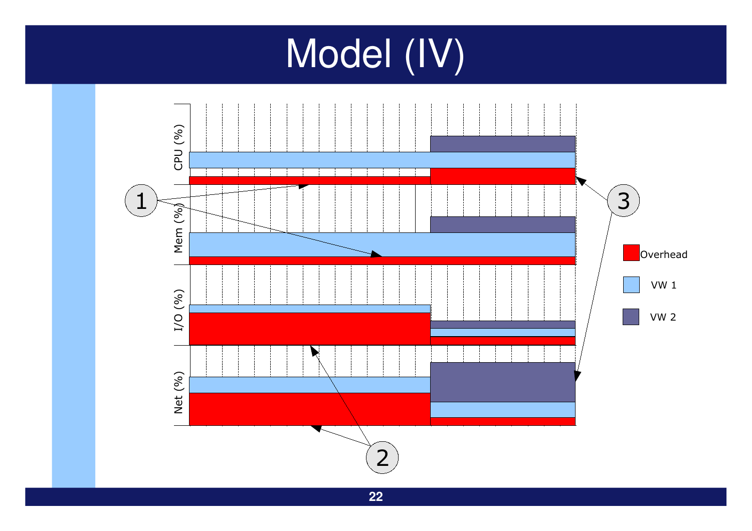# Model (IV)

CPU (%)

Mem (%)

I/O (%)

Net (%)

1

2

3

Overhead

VW 1

VW 2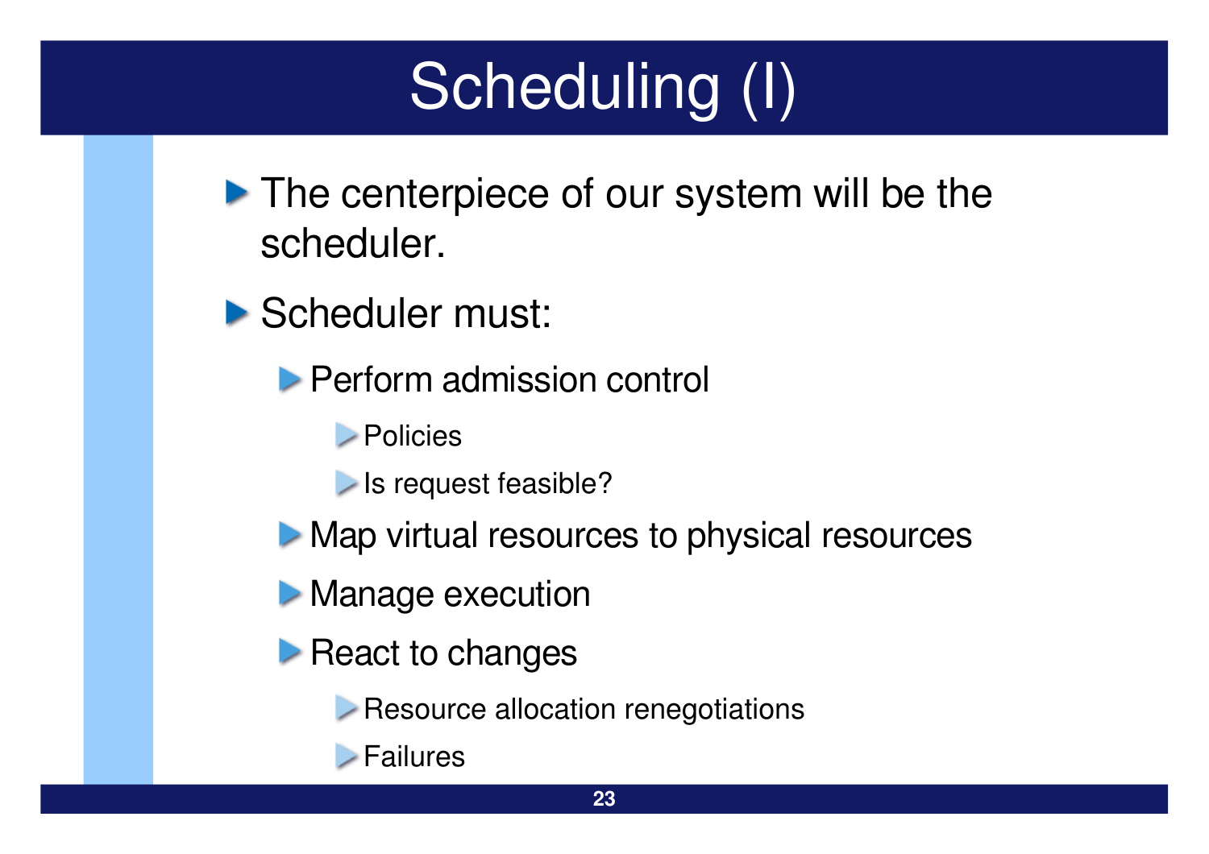# Scheduling (I)

- The centerpiece of our system will be the scheduler.
- Scheduler must:
  - Perform admission control
    - Policies
    - Is request feasible?
  - Map virtual resources to physical resources
  - Manage execution
  - React to changes
    - Resource allocation renegotiations
    - Failures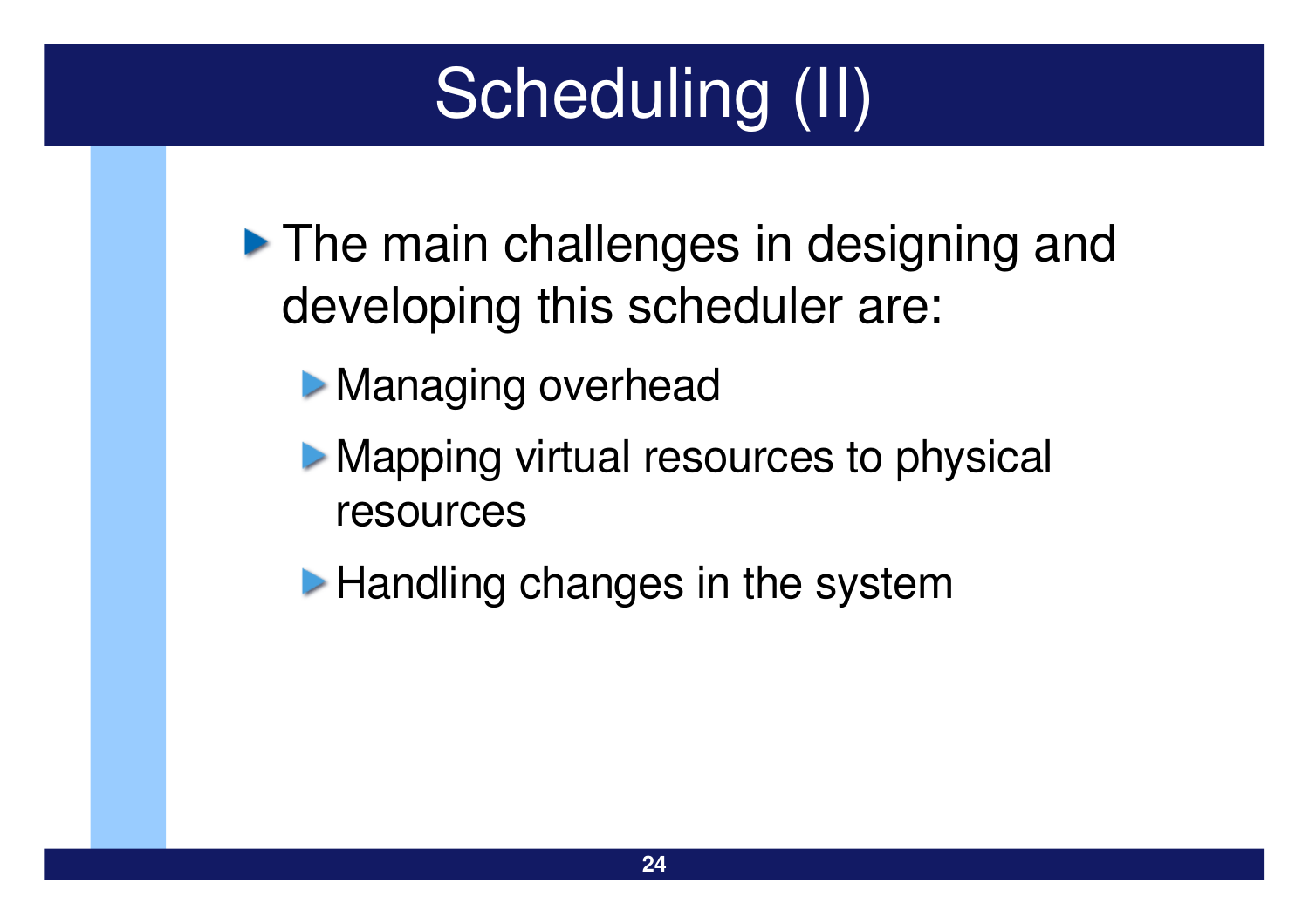# Scheduling (II)

- The main challenges in designing and developing this scheduler are:
  - Managing overhead
  - Mapping virtual resources to physical resources
  - Handling changes in the system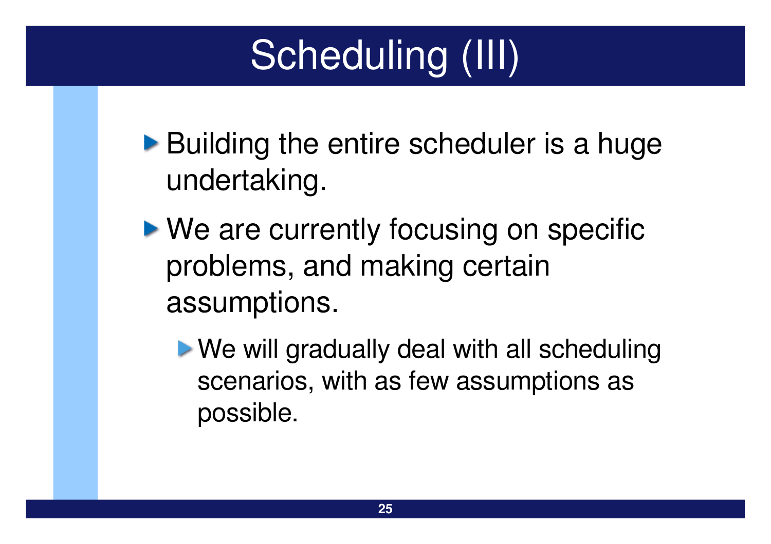# Scheduling (III)

- Building the entire scheduler is a huge undertaking.
- We are currently focusing on specific problems, and making certain assumptions.
  - We will gradually deal with all scheduling scenarios, with as few assumptions as possible.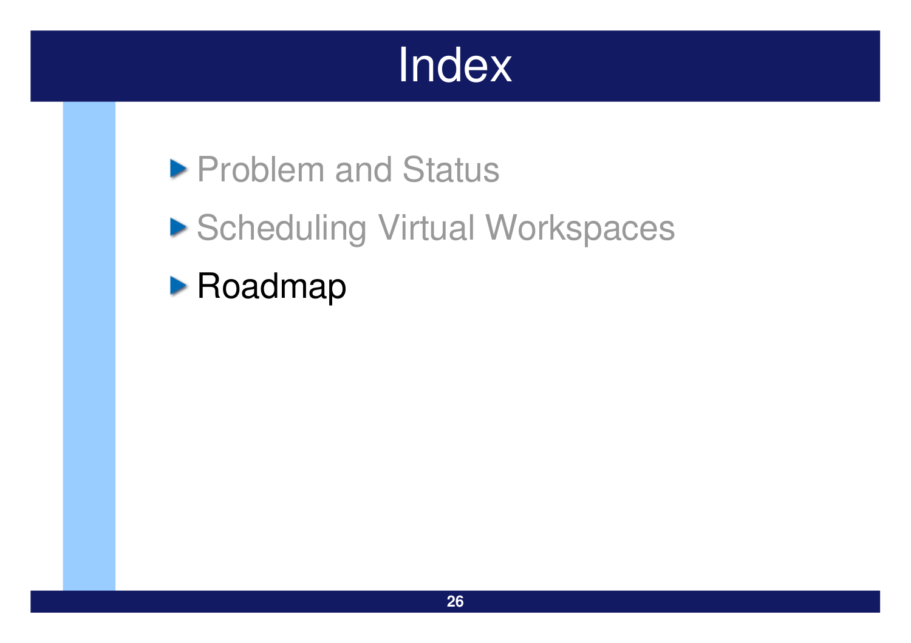# Index

- Problem and Status
- Scheduling Virtual Workspaces
- Roadmap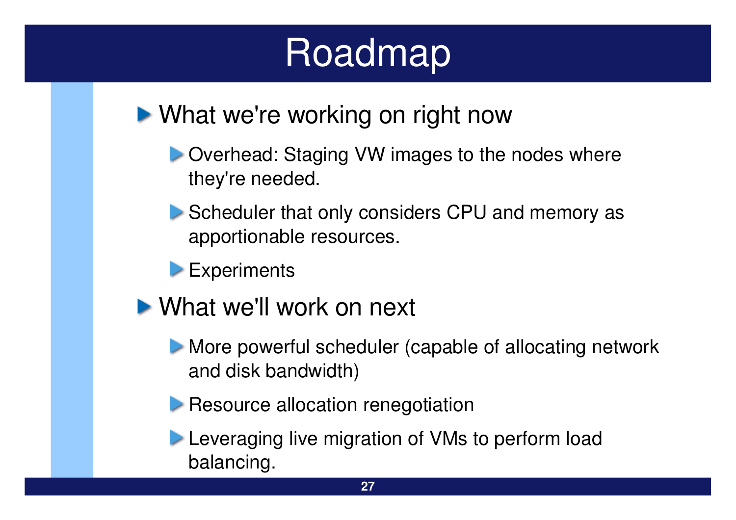# Roadmap

- What we're working on right now
  - Overhead: Staging VW images to the nodes where they're needed.
  - Scheduler that only considers CPU and memory as apportionable resources.
  - Experiments
- What we'll work on next
  - More powerful scheduler (capable of allocating network and disk bandwidth)
  - Resource allocation renegotiation
  - Leveraging live migration of VMs to perform load balancing.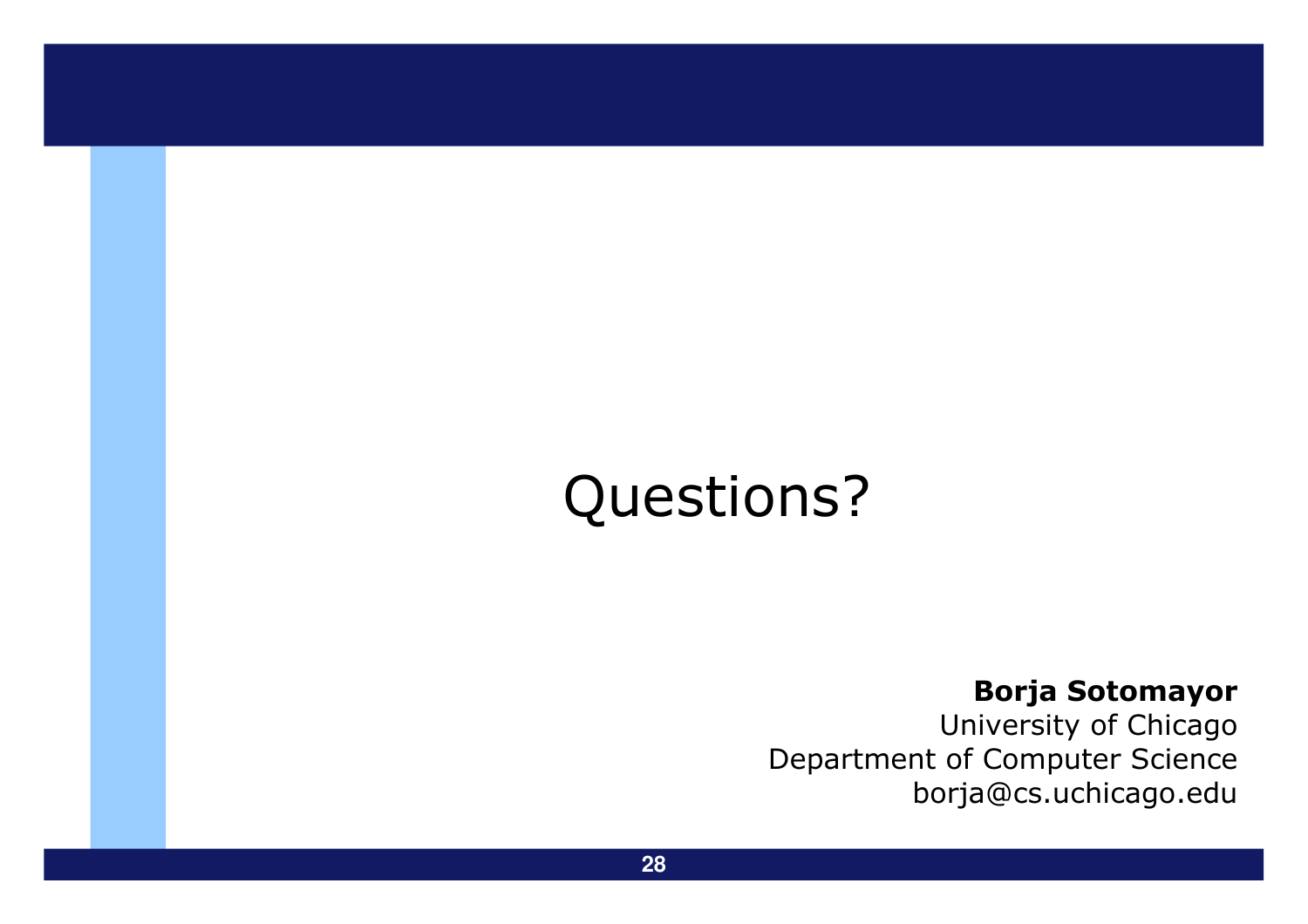Questions?

**Borja Sotomayor**
University of Chicago
Department of Computer Science
borja@cs.uchicago.edu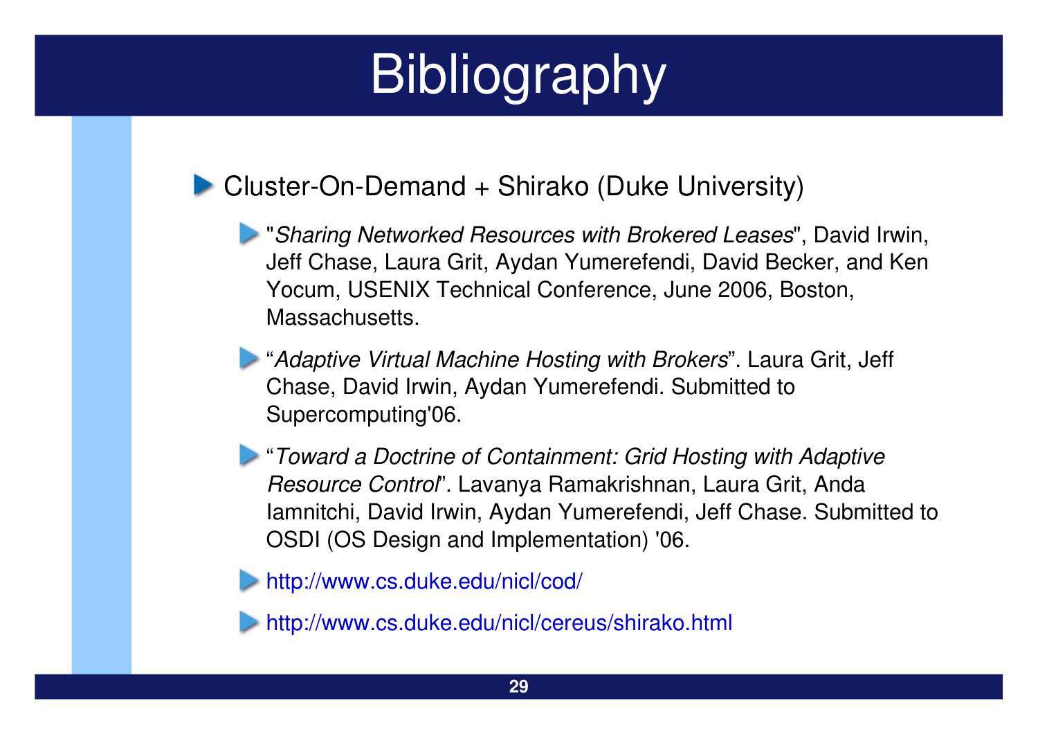# Bibliography

- Cluster-On-Demand + Shirako (Duke University)
  - "*Sharing Networked Resources with Brokered Leases*", David Irwin, Jeff Chase, Laura Grit, Aydan Yumerefendi, David Becker, and Ken Yocum, USENIX Technical Conference, June 2006, Boston, Massachusetts.
  - "*Adaptive Virtual Machine Hosting with Brokers*". Laura Grit, Jeff Chase, David Irwin, Aydan Yumerefendi. Submitted to Supercomputing'06.
  - "*Toward a Doctrine of Containment: Grid Hosting with Adaptive Resource Control*". Lavanya Ramakrishnan, Laura Grit, Anda Iamnitchi, David Irwin, Aydan Yumerefendi, Jeff Chase. Submitted to OSDI (OS Design and Implementation) '06.
  - http://www.cs.duke.edu/nicl/cod/
  - http://www.cs.duke.edu/nicl/cereus/shirako.html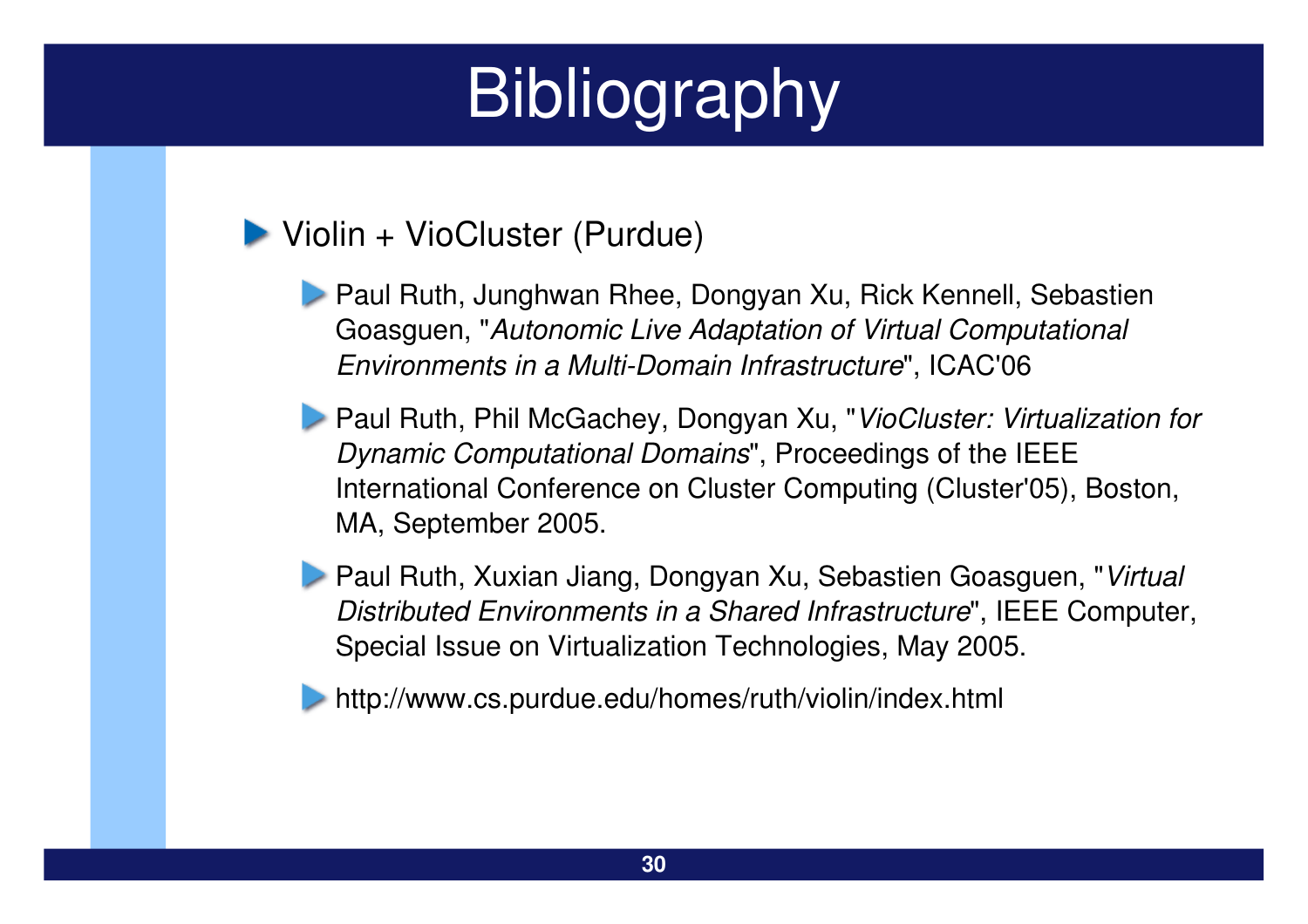# Bibliography

- Violin + VioCluster (Purdue)
  - Paul Ruth, Junghwan Rhee, Dongyan Xu, Rick Kennell, Sebastien Goasguen, "*Autonomic Live Adaptation of Virtual Computational Environments in a Multi-Domain Infrastructure*", ICAC'06
  - Paul Ruth, Phil McGachey, Dongyan Xu, "*VioCluster: Virtualization for Dynamic Computational Domains*", Proceedings of the IEEE International Conference on Cluster Computing (Cluster'05), Boston, MA, September 2005.
  - Paul Ruth, Xuxian Jiang, Dongyan Xu, Sebastien Goasguen, "*Virtual Distributed Environments in a Shared Infrastructure*", IEEE Computer, Special Issue on Virtualization Technologies, May 2005.
  - http://www.cs.purdue.edu/homes/ruth/violin/index.html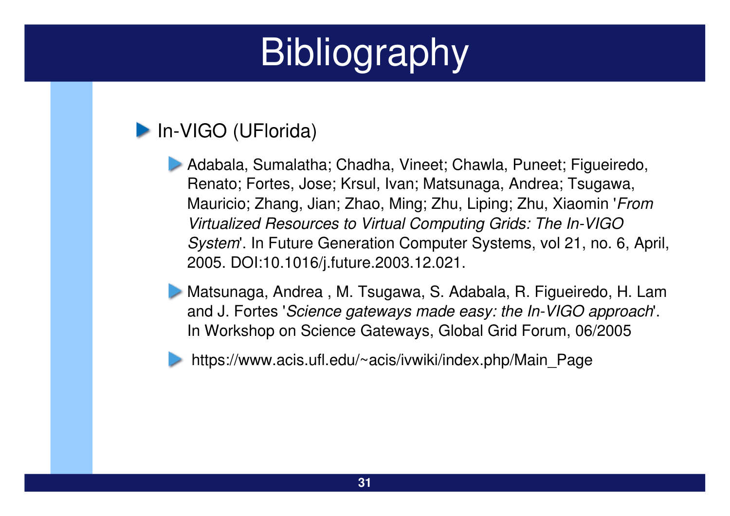# Bibliography

- In-VIGO (UFlorida)
  - Adabala, Sumalatha; Chadha, Vineet; Chawla, Puneet; Figueiredo, Renato; Fortes, Jose; Krsul, Ivan; Matsunaga, Andrea; Tsugawa, Mauricio; Zhang, Jian; Zhao, Ming; Zhu, Liping; Zhu, Xiaomin '*From Virtualized Resources to Virtual Computing Grids: The In-VIGO System*'. In Future Generation Computer Systems, vol 21, no. 6, April, 2005. DOI:10.1016/j.future.2003.12.021.
  - Matsunaga, Andrea , M. Tsugawa, S. Adabala, R. Figueiredo, H. Lam and J. Fortes '*Science gateways made easy: the In-VIGO approach*'. In Workshop on Science Gateways, Global Grid Forum, 06/2005
  - https://www.acis.ufl.edu/~acis/ivwiki/index.php/Main_Page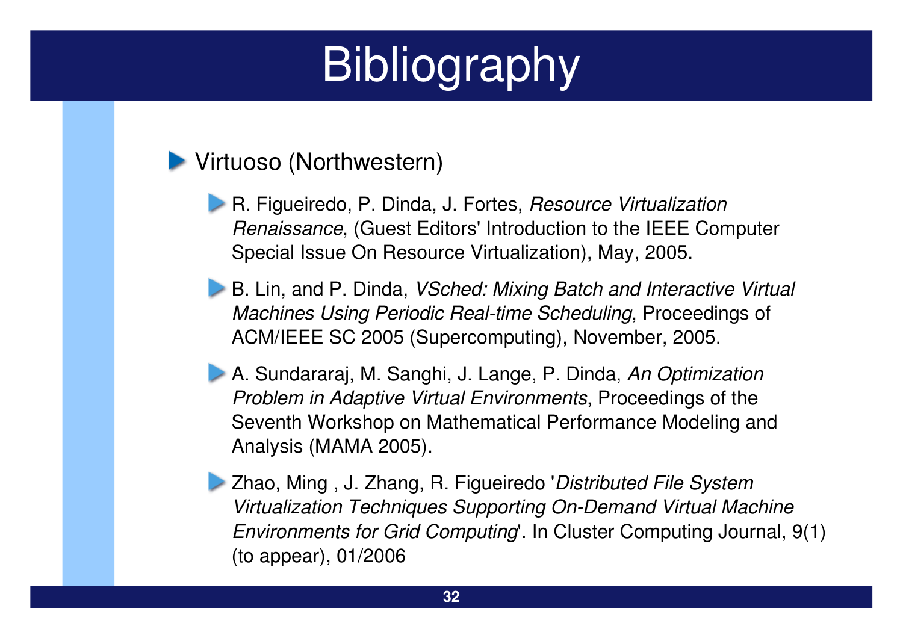# Bibliography

- Virtuoso (Northwestern)
  - R. Figueiredo, P. Dinda, J. Fortes, *Resource Virtualization Renaissance*, (Guest Editors' Introduction to the IEEE Computer Special Issue On Resource Virtualization), May, 2005.
  - B. Lin, and P. Dinda, *VSched: Mixing Batch and Interactive Virtual Machines Using Periodic Real-time Scheduling*, Proceedings of ACM/IEEE SC 2005 (Supercomputing), November, 2005.
  - A. Sundararaj, M. Sanghi, J. Lange, P. Dinda, *An Optimization Problem in Adaptive Virtual Environments*, Proceedings of the Seventh Workshop on Mathematical Performance Modeling and Analysis (MAMA 2005).
  - Zhao, Ming , J. Zhang, R. Figueiredo '*Distributed File System Virtualization Techniques Supporting On-Demand Virtual Machine Environments for Grid Computing*'. In Cluster Computing Journal, 9(1) (to appear), 01/2006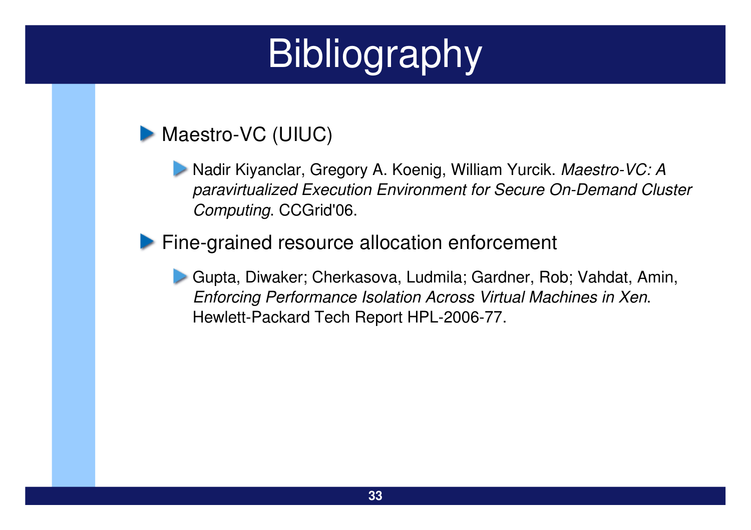# Bibliography

- Maestro-VC (UIUC)
  - Nadir Kiyanclar, Gregory A. Koenig, William Yurcik. *Maestro-VC: A paravirtualized Execution Environment for Secure On-Demand Cluster Computing*. CCGrid'06.
- Fine-grained resource allocation enforcement
  - Gupta, Diwaker; Cherkasova, Ludmila; Gardner, Rob; Vahdat, Amin, *Enforcing Performance Isolation Across Virtual Machines in Xen*. Hewlett-Packard Tech Report HPL-2006-77.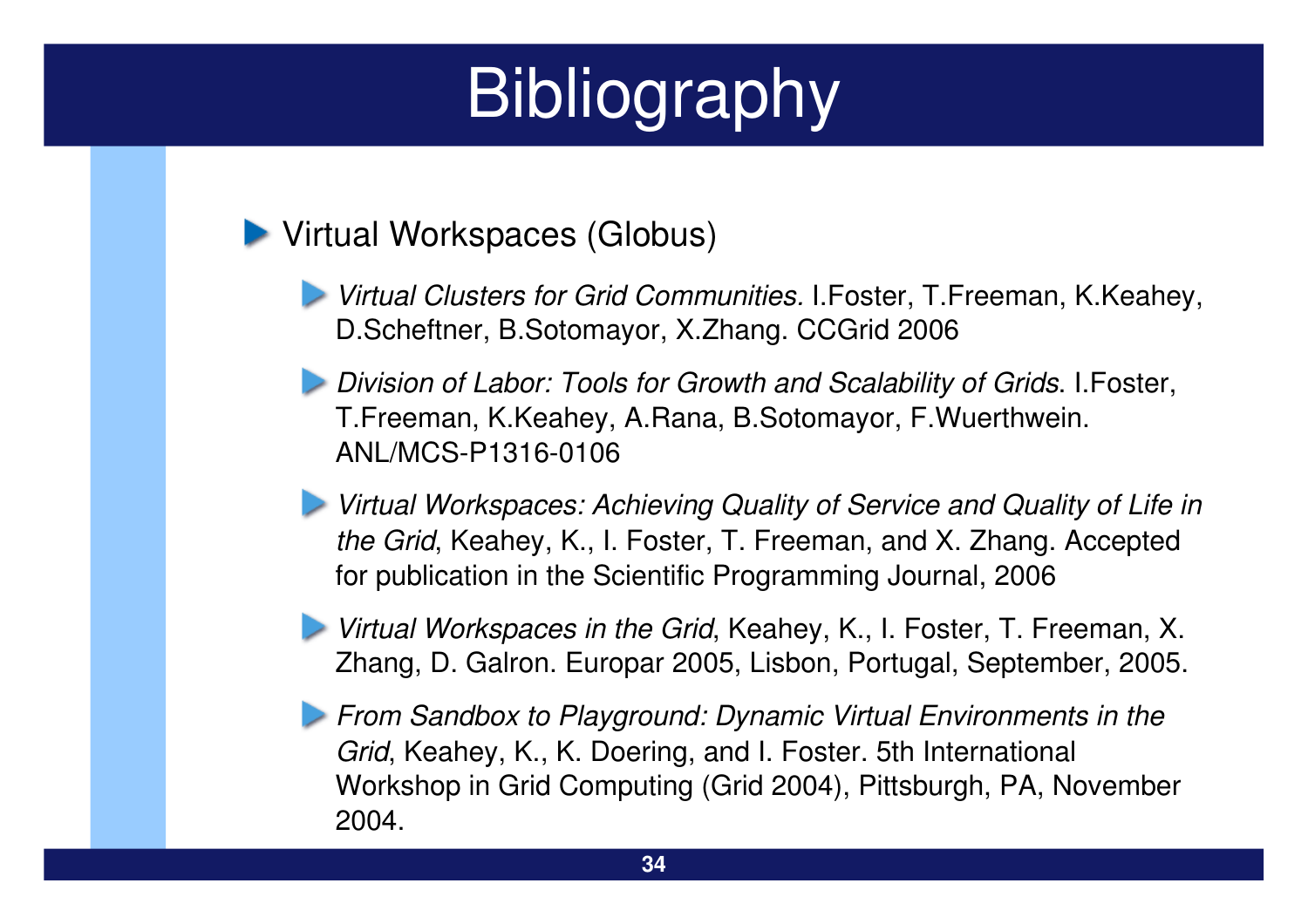# Bibliography

- Virtual Workspaces (Globus)
  - *Virtual Clusters for Grid Communities.* I.Foster, T.Freeman, K.Keahey, D.Scheftner, B.Sotomayor, X.Zhang. CCGrid 2006
  - *Division of Labor: Tools for Growth and Scalability of Grids*. I.Foster, T.Freeman, K.Keahey, A.Rana, B.Sotomayor, F.Wuerthwein. ANL/MCS-P1316-0106
  - *Virtual Workspaces: Achieving Quality of Service and Quality of Life in the Grid*, Keahey, K., I. Foster, T. Freeman, and X. Zhang. Accepted for publication in the Scientific Programming Journal, 2006
  - *Virtual Workspaces in the Grid*, Keahey, K., I. Foster, T. Freeman, X. Zhang, D. Galron. Europar 2005, Lisbon, Portugal, September, 2005.
  - *From Sandbox to Playground: Dynamic Virtual Environments in the Grid*, Keahey, K., K. Doering, and I. Foster. 5th International Workshop in Grid Computing (Grid 2004), Pittsburgh, PA, November 2004.